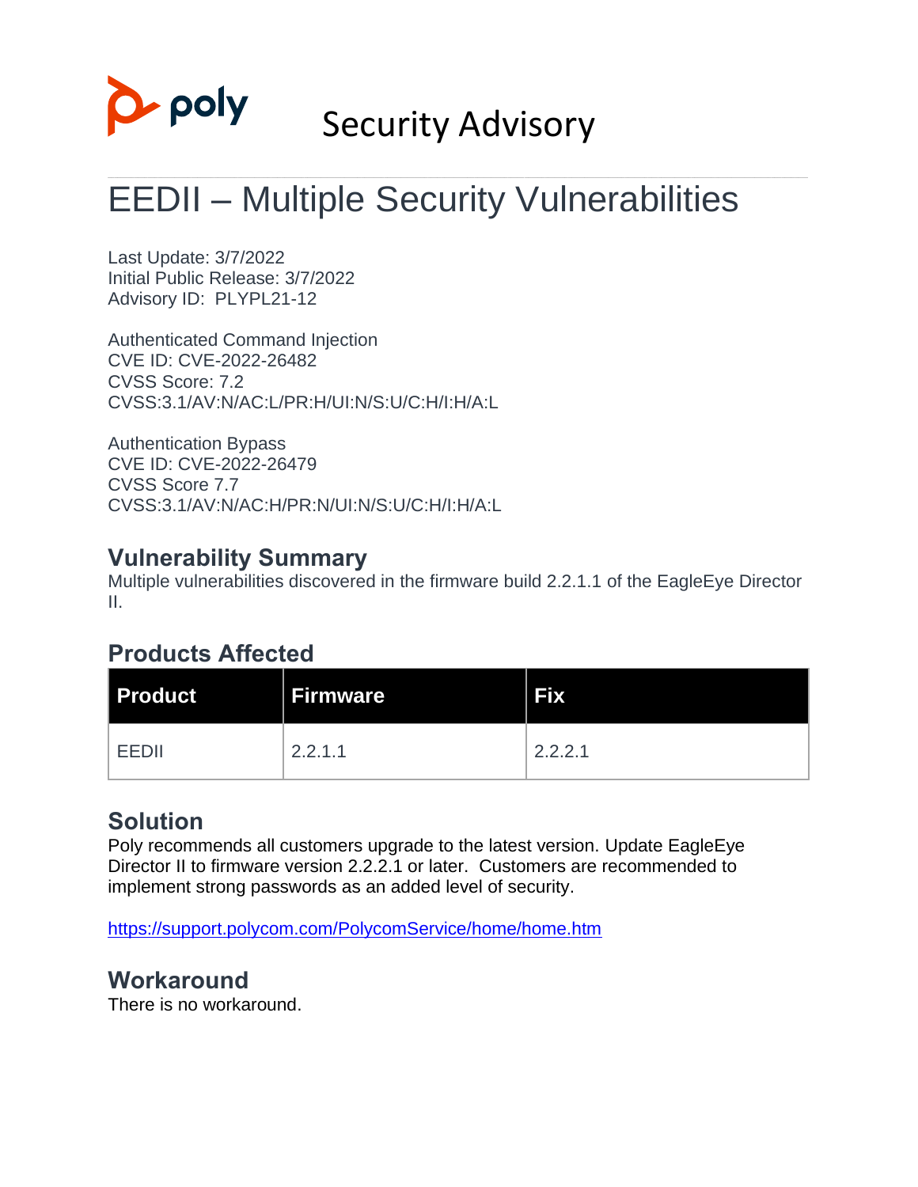Security Advisory

# EEDII – Multiple Security Vulnerabilities

Last Update: 3/7/2022
Initial Public Release: 3/7/2022
Advisory ID: PLYPL21-12

Authenticated Command Injection
CVE ID: CVE-2022-26482
CVSS Score: 7.2
CVSS:3.1/AV:N/AC:L/PR:H/UI:N/S:U/C:H/I:H/A:L

Authentication Bypass
CVE ID: CVE-2022-26479
CVSS Score 7.7
CVSS:3.1/AV:N/AC:H/PR:N/UI:N/S:U/C:H/I:H/A:L

## Vulnerability Summary

Multiple vulnerabilities discovered in the firmware build 2.2.1.1 of the EagleEye Director II.

## Products Affected

| Product | Firmware | Fix |
| --- | --- | --- |
| EEDII | 2.2.1.1 | 2.2.2.1 |

## Solution

Poly recommends all customers upgrade to the latest version. Update EagleEye Director II to firmware version 2.2.2.1 or later. Customers are recommended to implement strong passwords as an added level of security.

https://support.polycom.com/PolycomService/home/home.htm

## Workaround

There is no workaround.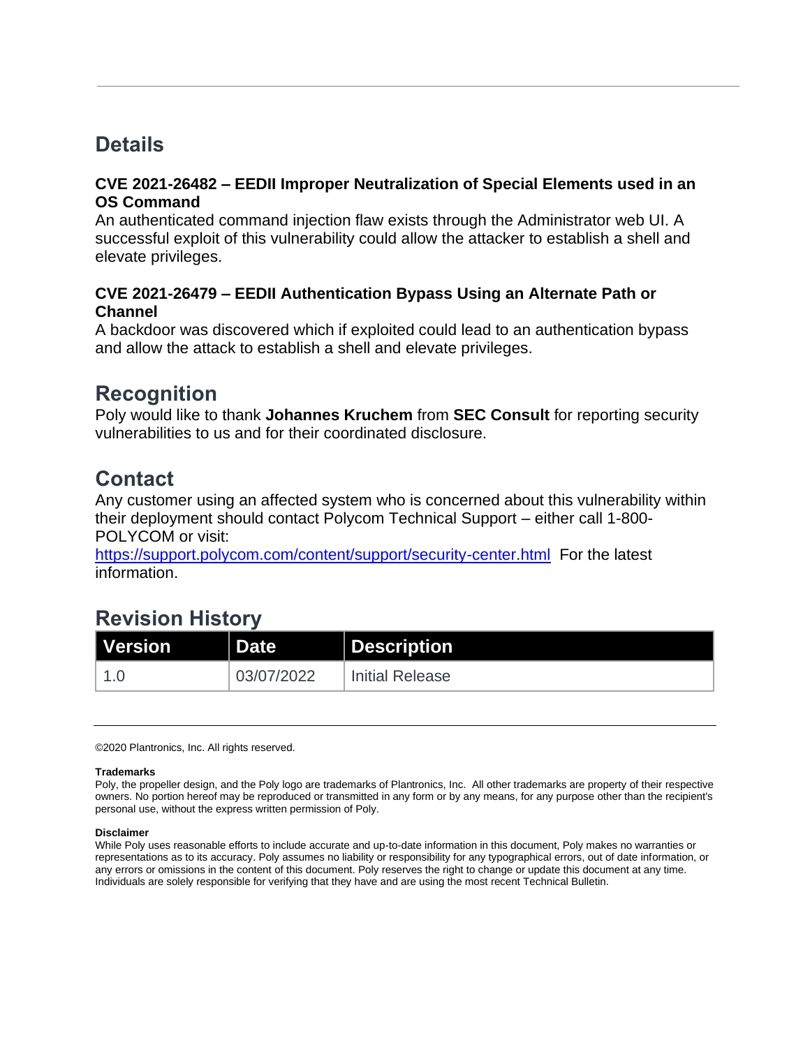## Details

**CVE 2021-26482 – EEDII Improper Neutralization of Special Elements used in an OS Command**
An authenticated command injection flaw exists through the Administrator web UI. A successful exploit of this vulnerability could allow the attacker to establish a shell and elevate privileges.

**CVE 2021-26479 – EEDII Authentication Bypass Using an Alternate Path or Channel**
A backdoor was discovered which if exploited could lead to an authentication bypass and allow the attack to establish a shell and elevate privileges.

## Recognition

Poly would like to thank **Johannes Kruchem** from **SEC Consult** for reporting security vulnerabilities to us and for their coordinated disclosure.

## Contact

Any customer using an affected system who is concerned about this vulnerability within their deployment should contact Polycom Technical Support – either call 1-800-POLYCOM or visit:
https://support.polycom.com/content/support/security-center.html For the latest information.

## Revision History

| Version | Date | Description |
| --- | --- | --- |
| 1.0 | 03/07/2022 | Initial Release |

©2020 Plantronics, Inc. All rights reserved.

**Trademarks**
Poly, the propeller design, and the Poly logo are trademarks of Plantronics, Inc. All other trademarks are property of their respective owners. No portion hereof may be reproduced or transmitted in any form or by any means, for any purpose other than the recipient's personal use, without the express written permission of Poly.

**Disclaimer**
While Poly uses reasonable efforts to include accurate and up-to-date information in this document, Poly makes no warranties or representations as to its accuracy. Poly assumes no liability or responsibility for any typographical errors, out of date information, or any errors or omissions in the content of this document. Poly reserves the right to change or update this document at any time. Individuals are solely responsible for verifying that they have and are using the most recent Technical Bulletin.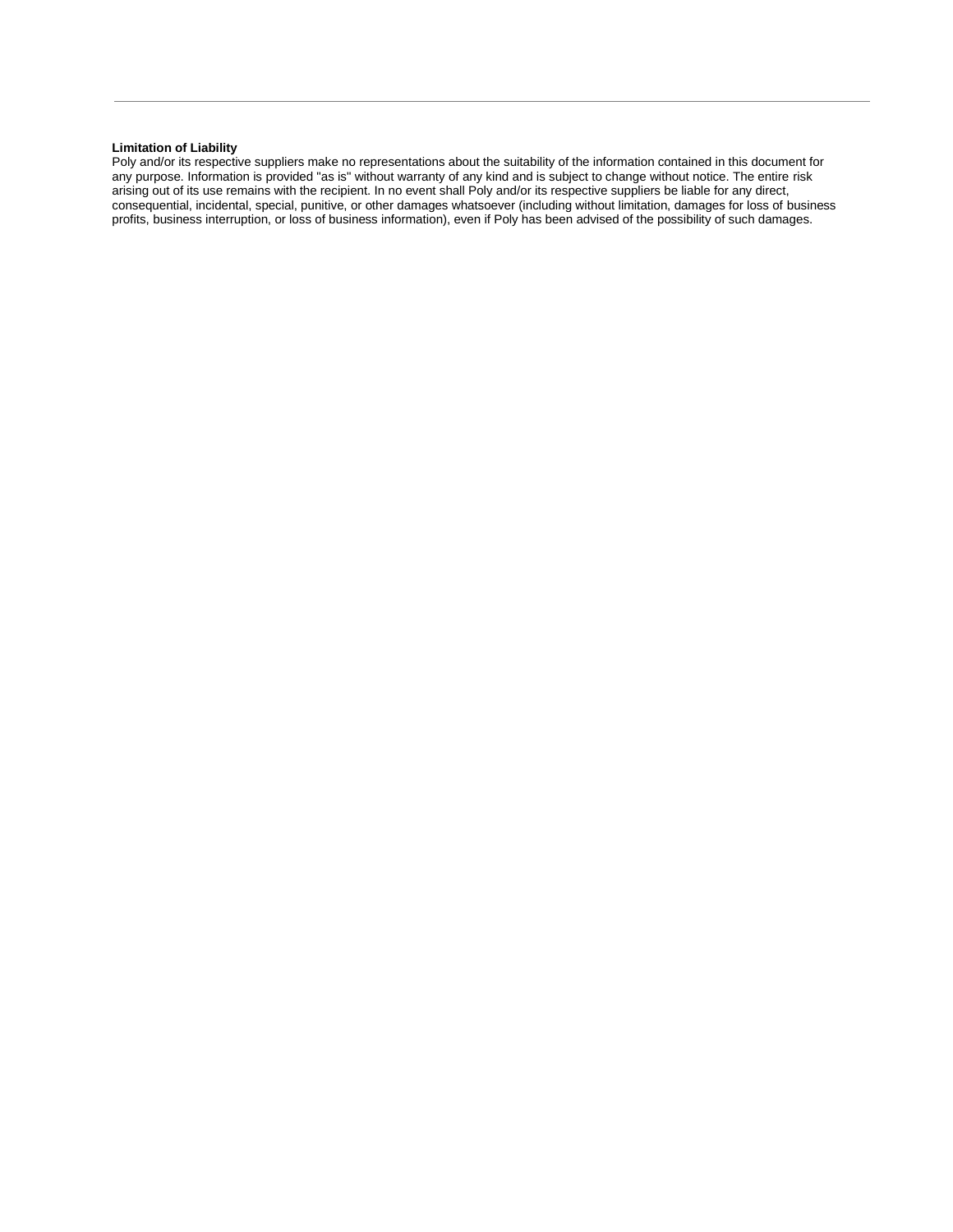**Limitation of Liability**

Poly and/or its respective suppliers make no representations about the suitability of the information contained in this document for any purpose. Information is provided "as is" without warranty of any kind and is subject to change without notice. The entire risk arising out of its use remains with the recipient. In no event shall Poly and/or its respective suppliers be liable for any direct, consequential, incidental, special, punitive, or other damages whatsoever (including without limitation, damages for loss of business profits, business interruption, or loss of business information), even if Poly has been advised of the possibility of such damages.